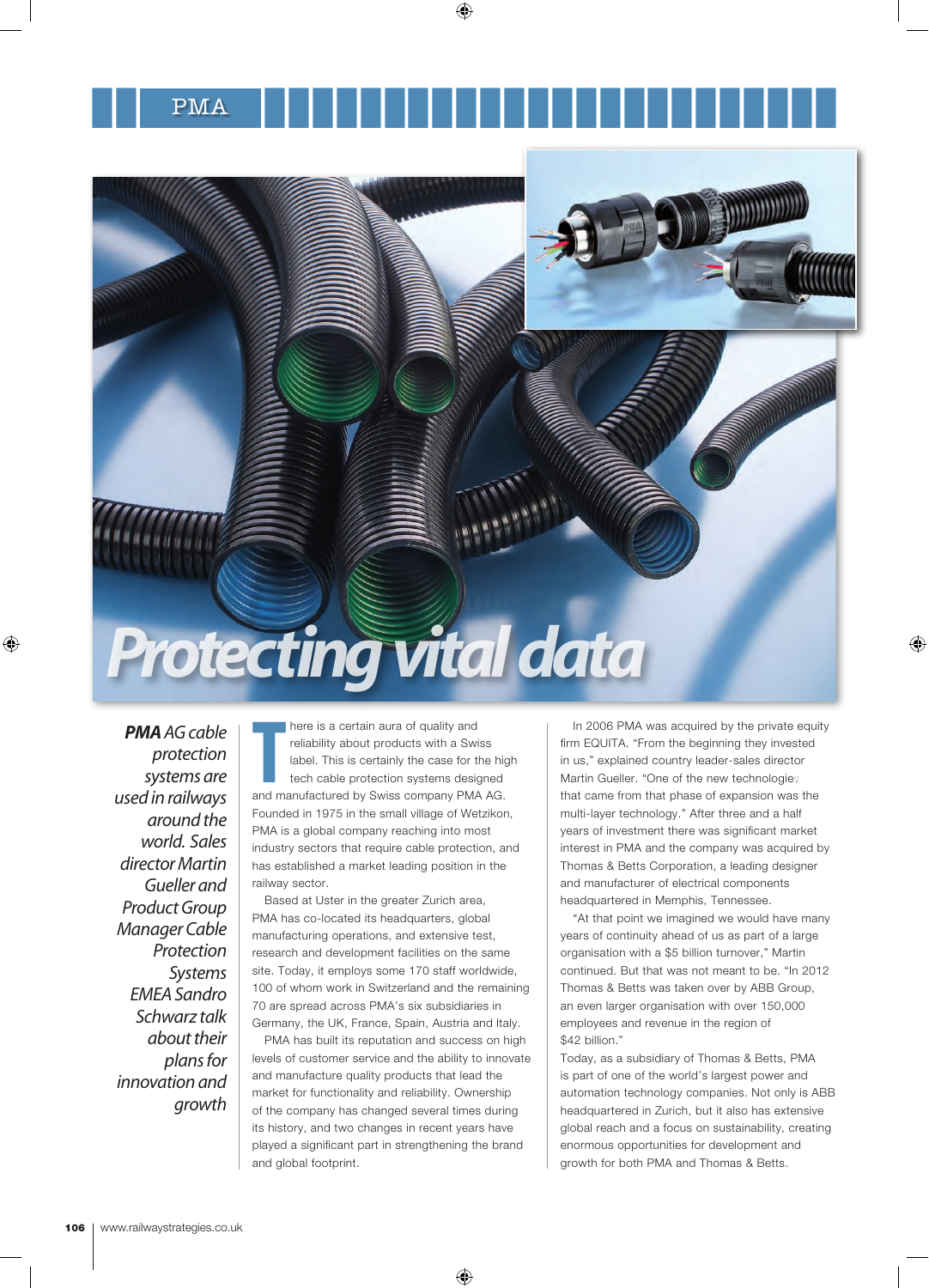# Protecting vital data

***PMA** AG cable protection systems are used in railways around the world. Sales director Martin Gueller and Product Group Manager Cable Protection Systems EMEA Sandro Schwarz talk about their plans for innovation and growth*

There is a certain aura of quality and reliability about products with a Swiss label. This is certainly the case for the high tech cable protection systems designed and manufactured by Swiss company PMA AG. Founded in 1975 in the small village of Wetzikon, PMA is a global company reaching into most industry sectors that require cable protection, and has established a market leading position in the railway sector.

Based at Uster in the greater Zurich area, PMA has co-located its headquarters, global manufacturing operations, and extensive test, research and development facilities on the same site. Today, it employs some 170 staff worldwide, 100 of whom work in Switzerland and the remaining 70 are spread across PMA's six subsidiaries in Germany, the UK, France, Spain, Austria and Italy.

PMA has built its reputation and success on high levels of customer service and the ability to innovate and manufacture quality products that lead the market for functionality and reliability. Ownership of the company has changed several times during its history, and two changes in recent years have played a significant part in strengthening the brand and global footprint.

In 2006 PMA was acquired by the private equity firm EQUITA. "From the beginning they invested in us," explained country leader-sales director Martin Gueller. "One of the new technologies that came from that phase of expansion was the multi-layer technology." After three and a half years of investment there was significant market interest in PMA and the company was acquired by Thomas & Betts Corporation, a leading designer and manufacturer of electrical components headquartered in Memphis, Tennessee.

"At that point we imagined we would have many years of continuity ahead of us as part of a large organisation with a $5 billion turnover," Martin continued. But that was not meant to be. "In 2012 Thomas & Betts was taken over by ABB Group, an even larger organisation with over 150,000 employees and revenue in the region of $42 billion."

Today, as a subsidiary of Thomas & Betts, PMA is part of one of the world's largest power and automation technology companies. Not only is ABB headquartered in Zurich, but it also has extensive global reach and a focus on sustainability, creating enormous opportunities for development and growth for both PMA and Thomas & Betts.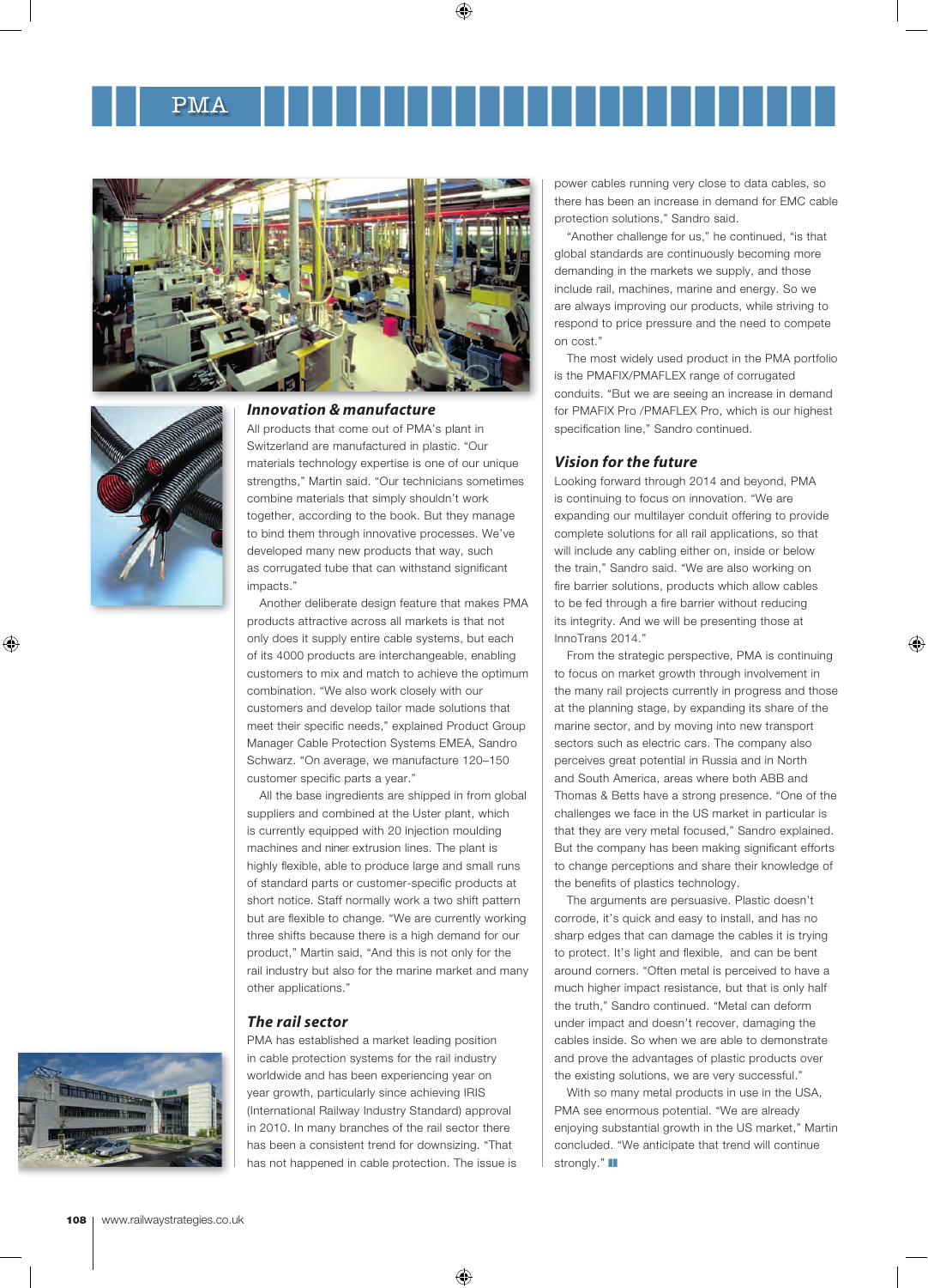## Innovation & manufacture

All products that come out of PMA's plant in Switzerland are manufactured in plastic. "Our materials technology expertise is one of our unique strengths," Martin said. "Our technicians sometimes combine materials that simply shouldn't work together, according to the book. But they manage to bind them through innovative processes. We've developed many new products that way, such as corrugated tube that can withstand significant impacts."

Another deliberate design feature that makes PMA products attractive across all markets is that not only does it supply entire cable systems, but each of its 4000 products are interchangeable, enabling customers to mix and match to achieve the optimum combination. "We also work closely with our customers and develop tailor made solutions that meet their specific needs," explained Product Group Manager Cable Protection Systems EMEA, Sandro Schwarz. "On average, we manufacture 120–150 customer specific parts a year."

All the base ingredients are shipped in from global suppliers and combined at the Uster plant, which is currently equipped with 20 injection moulding machines and niner extrusion lines. The plant is highly flexible, able to produce large and small runs of standard parts or customer-specific products at short notice. Staff normally work a two shift pattern but are flexible to change. "We are currently working three shifts because there is a high demand for our product," Martin said, "And this is not only for the rail industry but also for the marine market and many other applications."

## The rail sector

PMA has established a market leading position in cable protection systems for the rail industry worldwide and has been experiencing year on year growth, particularly since achieving IRIS (International Railway Industry Standard) approval in 2010. In many branches of the rail sector there has been a consistent trend for downsizing. "That has not happened in cable protection. The issue is power cables running very close to data cables, so there has been an increase in demand for EMC cable protection solutions," Sandro said.

"Another challenge for us," he continued, "is that global standards are continuously becoming more demanding in the markets we supply, and those include rail, machines, marine and energy. So we are always improving our products, while striving to respond to price pressure and the need to compete on cost."

The most widely used product in the PMA portfolio is the PMAFIX/PMAFLEX range of corrugated conduits. "But we are seeing an increase in demand for PMAFIX Pro /PMAFLEX Pro, which is our highest specification line," Sandro continued.

## Vision for the future

Looking forward through 2014 and beyond, PMA is continuing to focus on innovation. "We are expanding our multilayer conduit offering to provide complete solutions for all rail applications, so that will include any cabling either on, inside or below the train," Sandro said. "We are also working on fire barrier solutions, products which allow cables to be fed through a fire barrier without reducing its integrity. And we will be presenting those at InnoTrans 2014."

From the strategic perspective, PMA is continuing to focus on market growth through involvement in the many rail projects currently in progress and those at the planning stage, by expanding its share of the marine sector, and by moving into new transport sectors such as electric cars. The company also perceives great potential in Russia and in North and South America, areas where both ABB and Thomas & Betts have a strong presence. "One of the challenges we face in the US market in particular is that they are very metal focused," Sandro explained. But the company has been making significant efforts to change perceptions and share their knowledge of the benefits of plastics technology.

The arguments are persuasive. Plastic doesn't corrode, it's quick and easy to install, and has no sharp edges that can damage the cables it is trying to protect. It's light and flexible, and can be bent around corners. "Often metal is perceived to have a much higher impact resistance, but that is only half the truth," Sandro continued. "Metal can deform under impact and doesn't recover, damaging the cables inside. So when we are able to demonstrate and prove the advantages of plastic products over the existing solutions, we are very successful."

With so many metal products in use in the USA, PMA see enormous potential. "We are already enjoying substantial growth in the US market," Martin concluded. "We anticipate that trend will continue strongly."